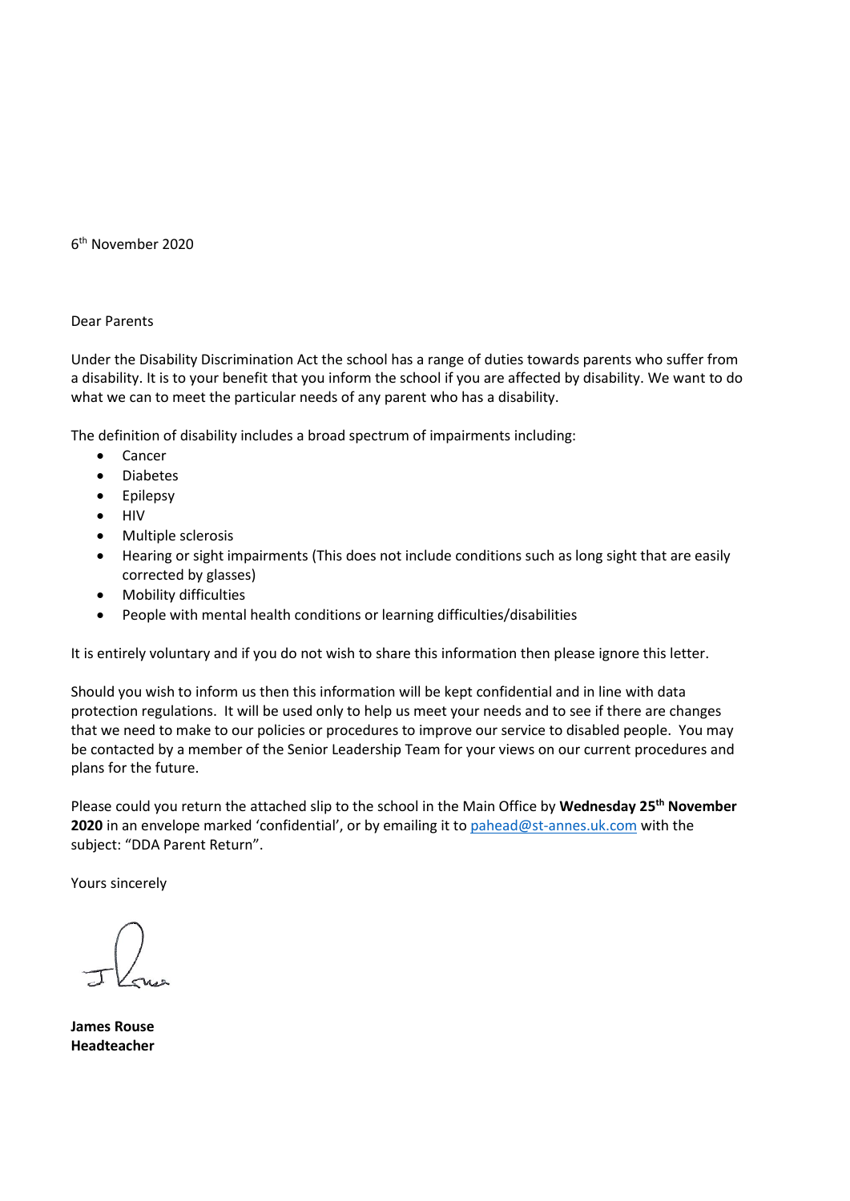6th November 2020

Dear Parents

Under the Disability Discrimination Act the school has a range of duties towards parents who suffer from a disability. It is to your benefit that you inform the school if you are affected by disability. We want to do what we can to meet the particular needs of any parent who has a disability.

The definition of disability includes a broad spectrum of impairments including:

- Cancer
- Diabetes
- Epilepsy
- HIV
- Multiple sclerosis
- Hearing or sight impairments (This does not include conditions such as long sight that are easily corrected by glasses)
- Mobility difficulties
- People with mental health conditions or learning difficulties/disabilities

It is entirely voluntary and if you do not wish to share this information then please ignore this letter.

Should you wish to inform us then this information will be kept confidential and in line with data protection regulations. It will be used only to help us meet your needs and to see if there are changes that we need to make to our policies or procedures to improve our service to disabled people. You may be contacted by a member of the Senior Leadership Team for your views on our current procedures and plans for the future.

Please could you return the attached slip to the school in the Main Office by **Wednesday 25th November 2020** in an envelope marked 'confidential', or by emailing it to pahead@st-annes.uk.com with the subject: "DDA Parent Return".

Yours sincerely

**James Rouse**
**Headteacher**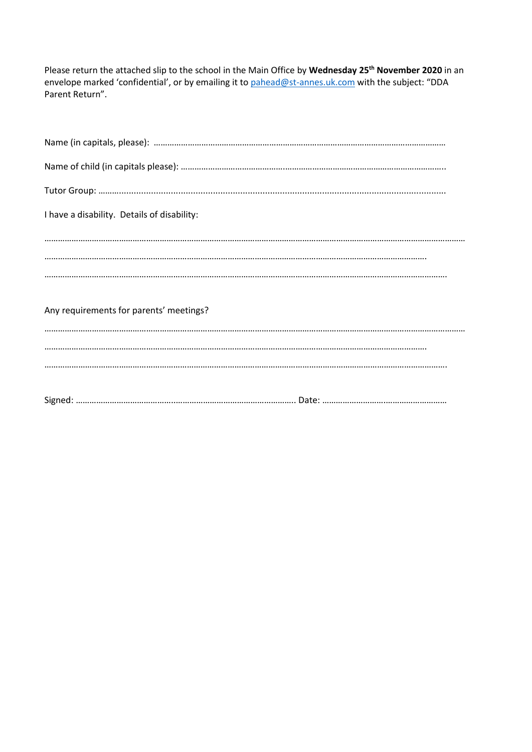Please return the attached slip to the school in the Main Office by **Wednesday 25th November 2020** in an envelope marked 'confidential', or by emailing it to pahead@st-annes.uk.com with the subject: "DDA Parent Return".

Name (in capitals, please): ……………………………………………………………………………………………………………

Name of child (in capitals please): ………………………………………………………………………………………………..

Tutor Group: ……………………………………………………………………………………………………………………………

I have a disability. Details of disability:

……………………………………………………………………………………………………………………………………………………

…………………………………………………………………………………………………………………………………………….

……………………………………………………………………………………………………………………………………………….

Any requirements for parents' meetings?

……………………………………………………………………………………………………………………………………………………

…………………………………………………………………………………………………………………………………………….

……………………………………………………………………………………………………………………………………………….

Signed: ……………………………………………………………………………………… Date: ………………………………………………